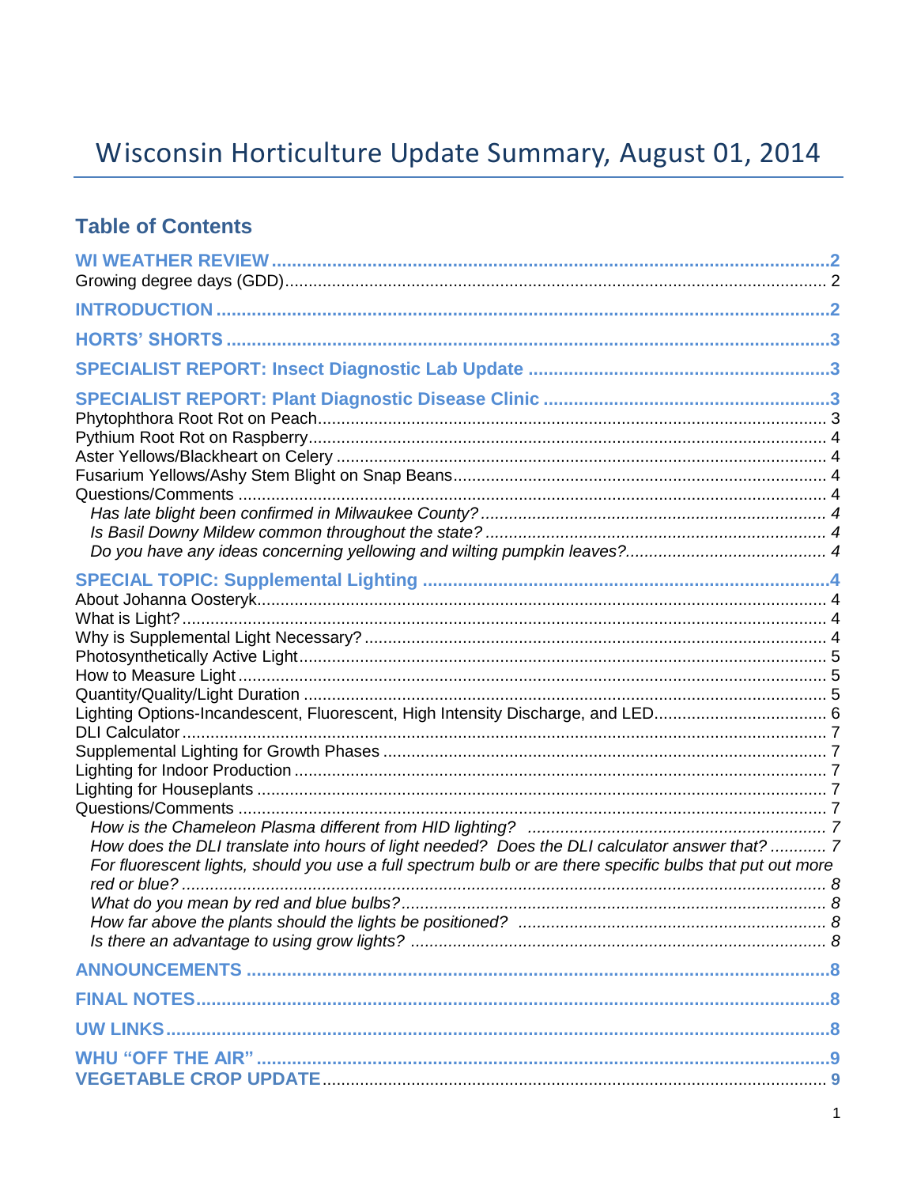# Wisconsin Horticulture Update Summary, August 01, 2014

## Table of Contents

**WI WEATHER REVIEW** ........ 2
Growing degree days (GDD) ........ 2

**INTRODUCTION** ........ 2

**HORTS' SHORTS** ........ 3

**SPECIALIST REPORT: Insect Diagnostic Lab Update** ........ 3

**SPECIALIST REPORT: Plant Diagnostic Disease Clinic** ........ 3
Phytophthora Root Rot on Peach ........ 3
Pythium Root Rot on Raspberry ........ 4
Aster Yellows/Blackheart on Celery ........ 4
Fusarium Yellows/Ashy Stem Blight on Snap Beans ........ 4
Questions/Comments ........ 4
*Has late blight been confirmed in Milwaukee County?* ........ 4
*Is Basil Downy Mildew common throughout the state?* ........ 4
*Do you have any ideas concerning yellowing and wilting pumpkin leaves?* ........ 4

**SPECIAL TOPIC: Supplemental Lighting** ........ 4
About Johanna Oosteryk ........ 4
What is Light? ........ 4
Why is Supplemental Light Necessary? ........ 4
Photosynthetically Active Light ........ 5
How to Measure Light ........ 5
Quantity/Quality/Light Duration ........ 5
Lighting Options-Incandescent, Fluorescent, High Intensity Discharge, and LED ........ 6
DLI Calculator ........ 7
Supplemental Lighting for Growth Phases ........ 7
Lighting for Indoor Production ........ 7
Lighting for Houseplants ........ 7
Questions/Comments ........ 7
*How is the Chameleon Plasma different from HID lighting?* ........ 7
*How does the DLI translate into hours of light needed? Does the DLI calculator answer that?* ........ 7
*For fluorescent lights, should you use a full spectrum bulb or are there specific bulbs that put out more red or blue?* ........ 8
*What do you mean by red and blue bulbs?* ........ 8
*How far above the plants should the lights be positioned?* ........ 8
*Is there an advantage to using grow lights?* ........ 8

**ANNOUNCEMENTS** ........ 8

**FINAL NOTES** ........ 8

**UW LINKS** ........ 8

**WHU "OFF THE AIR"** ........ 9
**VEGETABLE CROP UPDATE** ........ 9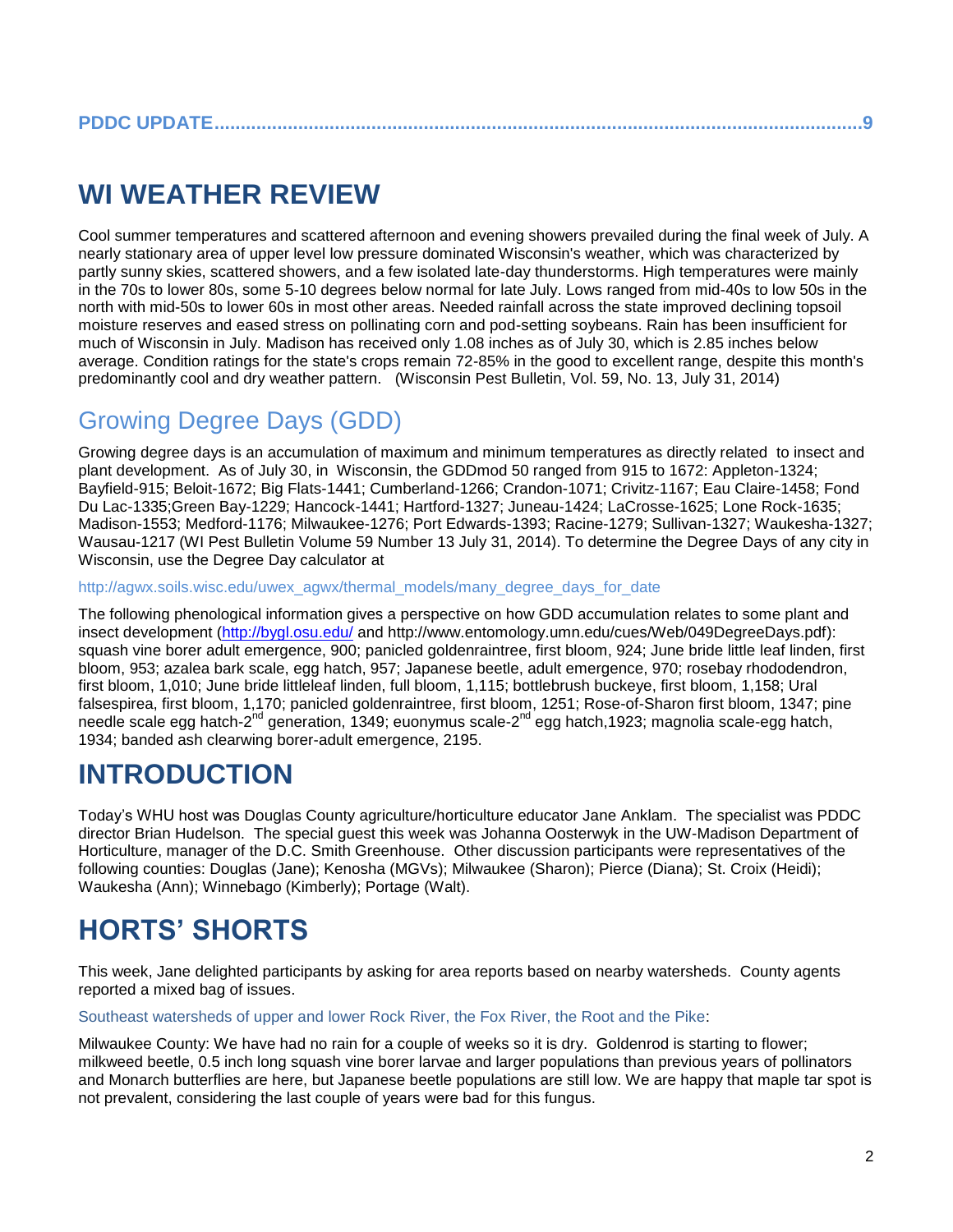**PDDC UPDATE......................................................................................................................9**

# WI WEATHER REVIEW

Cool summer temperatures and scattered afternoon and evening showers prevailed during the final week of July. A nearly stationary area of upper level low pressure dominated Wisconsin's weather, which was characterized by partly sunny skies, scattered showers, and a few isolated late-day thunderstorms. High temperatures were mainly in the 70s to lower 80s, some 5-10 degrees below normal for late July. Lows ranged from mid-40s to low 50s in the north with mid-50s to lower 60s in most other areas. Needed rainfall across the state improved declining topsoil moisture reserves and eased stress on pollinating corn and pod-setting soybeans. Rain has been insufficient for much of Wisconsin in July. Madison has received only 1.08 inches as of July 30, which is 2.85 inches below average. Condition ratings for the state's crops remain 72-85% in the good to excellent range, despite this month's predominantly cool and dry weather pattern. (Wisconsin Pest Bulletin, Vol. 59, No. 13, July 31, 2014)

## Growing Degree Days (GDD)

Growing degree days is an accumulation of maximum and minimum temperatures as directly related to insect and plant development. As of July 30, in Wisconsin, the GDDmod 50 ranged from 915 to 1672: Appleton-1324; Bayfield-915; Beloit-1672; Big Flats-1441; Cumberland-1266; Crandon-1071; Crivitz-1167; Eau Claire-1458; Fond Du Lac-1335;Green Bay-1229; Hancock-1441; Hartford-1327; Juneau-1424; LaCrosse-1625; Lone Rock-1635; Madison-1553; Medford-1176; Milwaukee-1276; Port Edwards-1393; Racine-1279; Sullivan-1327; Waukesha-1327; Wausau-1217 (WI Pest Bulletin Volume 59 Number 13 July 31, 2014). To determine the Degree Days of any city in Wisconsin, use the Degree Day calculator at

http://agwx.soils.wisc.edu/uwex_agwx/thermal_models/many_degree_days_for_date

The following phenological information gives a perspective on how GDD accumulation relates to some plant and insect development (http://bygl.osu.edu/ and http://www.entomology.umn.edu/cues/Web/049DegreeDays.pdf): squash vine borer adult emergence, 900; panicled goldenraintree, first bloom, 924; June bride little leaf linden, first bloom, 953; azalea bark scale, egg hatch, 957; Japanese beetle, adult emergence, 970; rosebay rhododendron, first bloom, 1,010; June bride littleleaf linden, full bloom, 1,115; bottlebrush buckeye, first bloom, 1,158; Ural falsespirea, first bloom, 1,170; panicled goldenraintree, first bloom, 1251; Rose-of-Sharon first bloom, 1347; pine needle scale egg hatch-2nd generation, 1349; euonymus scale-2nd egg hatch,1923; magnolia scale-egg hatch, 1934; banded ash clearwing borer-adult emergence, 2195.

# INTRODUCTION

Today's WHU host was Douglas County agriculture/horticulture educator Jane Anklam. The specialist was PDDC director Brian Hudelson. The special guest this week was Johanna Oosterwyk in the UW-Madison Department of Horticulture, manager of the D.C. Smith Greenhouse. Other discussion participants were representatives of the following counties: Douglas (Jane); Kenosha (MGVs); Milwaukee (Sharon); Pierce (Diana); St. Croix (Heidi); Waukesha (Ann); Winnebago (Kimberly); Portage (Walt).

# HORTS' SHORTS

This week, Jane delighted participants by asking for area reports based on nearby watersheds. County agents reported a mixed bag of issues.

### Southeast watersheds of upper and lower Rock River, the Fox River, the Root and the Pike:

Milwaukee County: We have had no rain for a couple of weeks so it is dry. Goldenrod is starting to flower; milkweed beetle, 0.5 inch long squash vine borer larvae and larger populations than previous years of pollinators and Monarch butterflies are here, but Japanese beetle populations are still low. We are happy that maple tar spot is not prevalent, considering the last couple of years were bad for this fungus.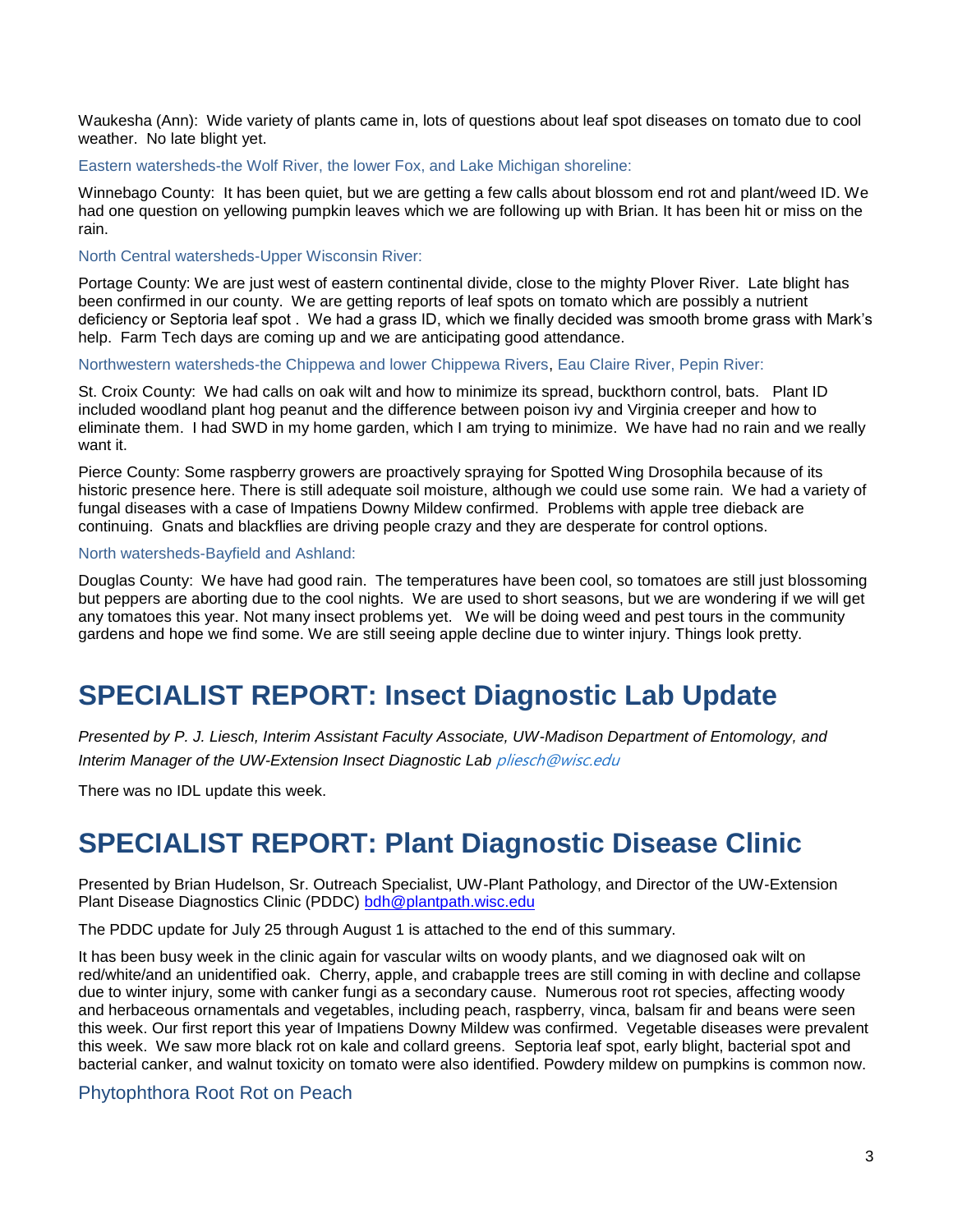Waukesha (Ann): Wide variety of plants came in, lots of questions about leaf spot diseases on tomato due to cool weather. No late blight yet.

### Eastern watersheds-the Wolf River, the lower Fox, and Lake Michigan shoreline:

Winnebago County: It has been quiet, but we are getting a few calls about blossom end rot and plant/weed ID. We had one question on yellowing pumpkin leaves which we are following up with Brian. It has been hit or miss on the rain.

### North Central watersheds-Upper Wisconsin River:

Portage County: We are just west of eastern continental divide, close to the mighty Plover River. Late blight has been confirmed in our county. We are getting reports of leaf spots on tomato which are possibly a nutrient deficiency or Septoria leaf spot . We had a grass ID, which we finally decided was smooth brome grass with Mark's help. Farm Tech days are coming up and we are anticipating good attendance.

### Northwestern watersheds-the Chippewa and lower Chippewa Rivers, Eau Claire River, Pepin River:

St. Croix County: We had calls on oak wilt and how to minimize its spread, buckthorn control, bats. Plant ID included woodland plant hog peanut and the difference between poison ivy and Virginia creeper and how to eliminate them. I had SWD in my home garden, which I am trying to minimize. We have had no rain and we really want it.

Pierce County: Some raspberry growers are proactively spraying for Spotted Wing Drosophila because of its historic presence here. There is still adequate soil moisture, although we could use some rain. We had a variety of fungal diseases with a case of Impatiens Downy Mildew confirmed. Problems with apple tree dieback are continuing. Gnats and blackflies are driving people crazy and they are desperate for control options.

### North watersheds-Bayfield and Ashland:

Douglas County: We have had good rain. The temperatures have been cool, so tomatoes are still just blossoming but peppers are aborting due to the cool nights. We are used to short seasons, but we are wondering if we will get any tomatoes this year. Not many insect problems yet. We will be doing weed and pest tours in the community gardens and hope we find some. We are still seeing apple decline due to winter injury. Things look pretty.

# SPECIALIST REPORT: Insect Diagnostic Lab Update

*Presented by P. J. Liesch, Interim Assistant Faculty Associate, UW-Madison Department of Entomology, and Interim Manager of the UW-Extension Insect Diagnostic Lab pliesch@wisc.edu*

There was no IDL update this week.

# SPECIALIST REPORT: Plant Diagnostic Disease Clinic

Presented by Brian Hudelson, Sr. Outreach Specialist, UW-Plant Pathology, and Director of the UW-Extension Plant Disease Diagnostics Clinic (PDDC) bdh@plantpath.wisc.edu

The PDDC update for July 25 through August 1 is attached to the end of this summary.

It has been busy week in the clinic again for vascular wilts on woody plants, and we diagnosed oak wilt on red/white/and an unidentified oak. Cherry, apple, and crabapple trees are still coming in with decline and collapse due to winter injury, some with canker fungi as a secondary cause. Numerous root rot species, affecting woody and herbaceous ornamentals and vegetables, including peach, raspberry, vinca, balsam fir and beans were seen this week. Our first report this year of Impatiens Downy Mildew was confirmed. Vegetable diseases were prevalent this week. We saw more black rot on kale and collard greens. Septoria leaf spot, early blight, bacterial spot and bacterial canker, and walnut toxicity on tomato were also identified. Powdery mildew on pumpkins is common now.

## Phytophthora Root Rot on Peach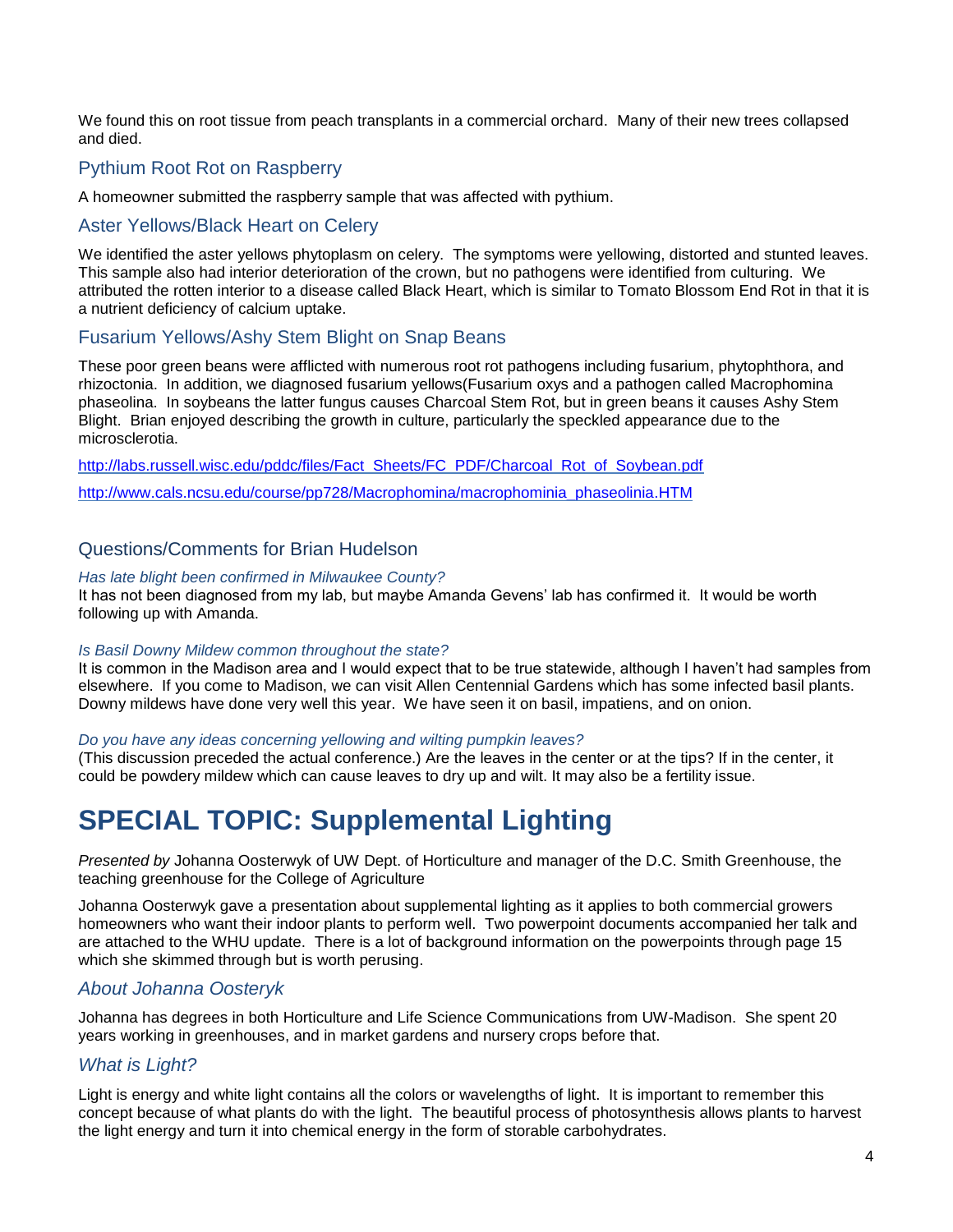We found this on root tissue from peach transplants in a commercial orchard. Many of their new trees collapsed and died.

## Pythium Root Rot on Raspberry

A homeowner submitted the raspberry sample that was affected with pythium.

## Aster Yellows/Black Heart on Celery

We identified the aster yellows phytoplasm on celery. The symptoms were yellowing, distorted and stunted leaves. This sample also had interior deterioration of the crown, but no pathogens were identified from culturing. We attributed the rotten interior to a disease called Black Heart, which is similar to Tomato Blossom End Rot in that it is a nutrient deficiency of calcium uptake.

## Fusarium Yellows/Ashy Stem Blight on Snap Beans

These poor green beans were afflicted with numerous root rot pathogens including fusarium, phytophthora, and rhizoctonia. In addition, we diagnosed fusarium yellows(Fusarium oxys and a pathogen called Macrophomina phaseolina. In soybeans the latter fungus causes Charcoal Stem Rot, but in green beans it causes Ashy Stem Blight. Brian enjoyed describing the growth in culture, particularly the speckled appearance due to the microsclerotia.

http://labs.russell.wisc.edu/pddc/files/Fact_Sheets/FC_PDF/Charcoal_Rot_of_Soybean.pdf

http://www.cals.ncsu.edu/course/pp728/Macrophomina/macrophominia_phaseolinia.HTM

## Questions/Comments for Brian Hudelson

*Has late blight been confirmed in Milwaukee County?*
It has not been diagnosed from my lab, but maybe Amanda Gevens' lab has confirmed it. It would be worth following up with Amanda.

*Is Basil Downy Mildew common throughout the state?*
It is common in the Madison area and I would expect that to be true statewide, although I haven't had samples from elsewhere. If you come to Madison, we can visit Allen Centennial Gardens which has some infected basil plants. Downy mildews have done very well this year. We have seen it on basil, impatiens, and on onion.

*Do you have any ideas concerning yellowing and wilting pumpkin leaves?*
(This discussion preceded the actual conference.) Are the leaves in the center or at the tips? If in the center, it could be powdery mildew which can cause leaves to dry up and wilt. It may also be a fertility issue.

# SPECIAL TOPIC: Supplemental Lighting

*Presented by* Johanna Oosterwyk of UW Dept. of Horticulture and manager of the D.C. Smith Greenhouse, the teaching greenhouse for the College of Agriculture

Johanna Oosterwyk gave a presentation about supplemental lighting as it applies to both commercial growers homeowners who want their indoor plants to perform well. Two powerpoint documents accompanied her talk and are attached to the WHU update. There is a lot of background information on the powerpoints through page 15 which she skimmed through but is worth perusing.

## *About Johanna Oosteryk*

Johanna has degrees in both Horticulture and Life Science Communications from UW-Madison. She spent 20 years working in greenhouses, and in market gardens and nursery crops before that.

## *What is Light?*

Light is energy and white light contains all the colors or wavelengths of light. It is important to remember this concept because of what plants do with the light. The beautiful process of photosynthesis allows plants to harvest the light energy and turn it into chemical energy in the form of storable carbohydrates.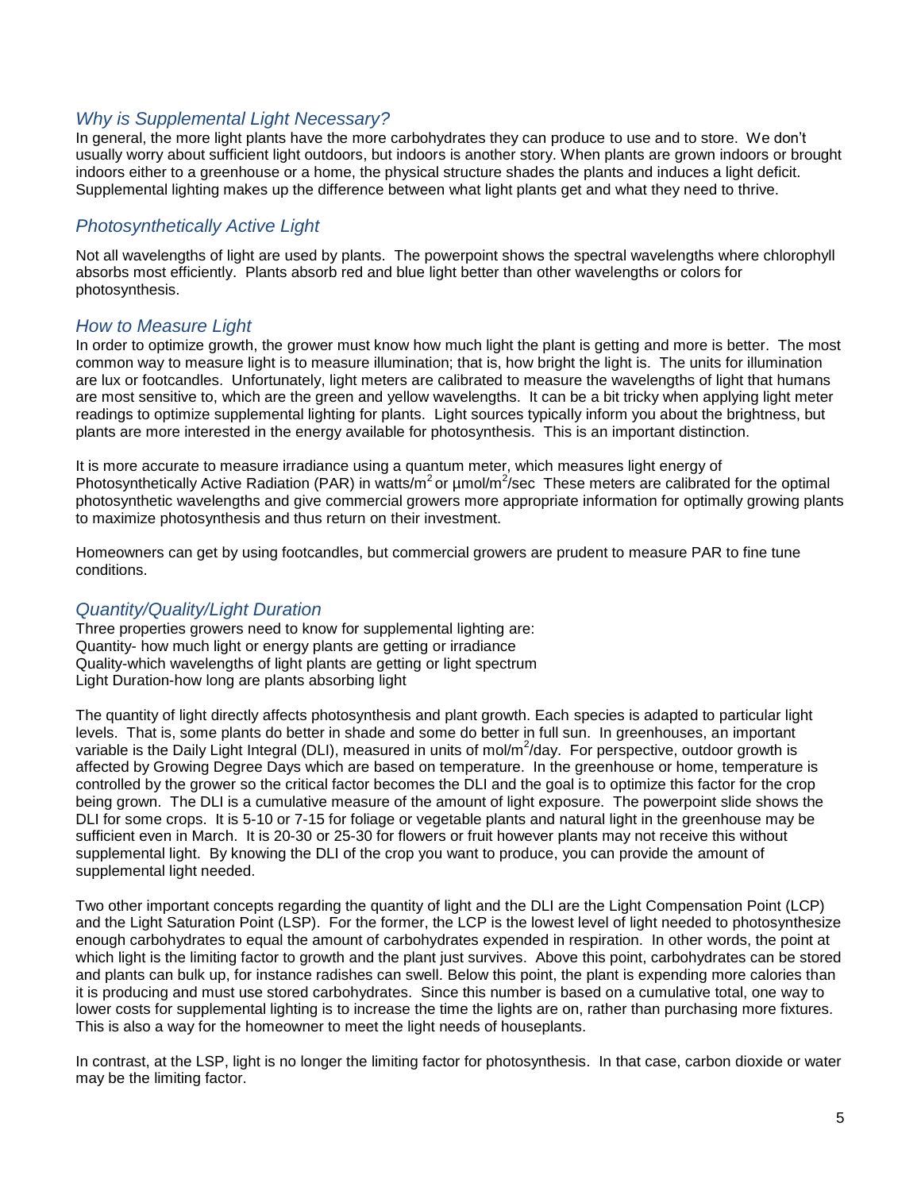## *Why is Supplemental Light Necessary?*

In general, the more light plants have the more carbohydrates they can produce to use and to store. We don't usually worry about sufficient light outdoors, but indoors is another story. When plants are grown indoors or brought indoors either to a greenhouse or a home, the physical structure shades the plants and induces a light deficit. Supplemental lighting makes up the difference between what light plants get and what they need to thrive.

## *Photosynthetically Active Light*

Not all wavelengths of light are used by plants. The powerpoint shows the spectral wavelengths where chlorophyll absorbs most efficiently. Plants absorb red and blue light better than other wavelengths or colors for photosynthesis.

## *How to Measure Light*

In order to optimize growth, the grower must know how much light the plant is getting and more is better. The most common way to measure light is to measure illumination; that is, how bright the light is. The units for illumination are lux or footcandles. Unfortunately, light meters are calibrated to measure the wavelengths of light that humans are most sensitive to, which are the green and yellow wavelengths. It can be a bit tricky when applying light meter readings to optimize supplemental lighting for plants. Light sources typically inform you about the brightness, but plants are more interested in the energy available for photosynthesis. This is an important distinction.

It is more accurate to measure irradiance using a quantum meter, which measures light energy of Photosynthetically Active Radiation (PAR) in watts/$m^2$ or µmol/$m^2$/sec These meters are calibrated for the optimal photosynthetic wavelengths and give commercial growers more appropriate information for optimally growing plants to maximize photosynthesis and thus return on their investment.

Homeowners can get by using footcandles, but commercial growers are prudent to measure PAR to fine tune conditions.

## *Quantity/Quality/Light Duration*

Three properties growers need to know for supplemental lighting are:
Quantity- how much light or energy plants are getting or irradiance
Quality-which wavelengths of light plants are getting or light spectrum
Light Duration-how long are plants absorbing light

The quantity of light directly affects photosynthesis and plant growth. Each species is adapted to particular light levels. That is, some plants do better in shade and some do better in full sun. In greenhouses, an important variable is the Daily Light Integral (DLI), measured in units of mol/$m^2$/day. For perspective, outdoor growth is affected by Growing Degree Days which are based on temperature. In the greenhouse or home, temperature is controlled by the grower so the critical factor becomes the DLI and the goal is to optimize this factor for the crop being grown. The DLI is a cumulative measure of the amount of light exposure. The powerpoint slide shows the DLI for some crops. It is 5-10 or 7-15 for foliage or vegetable plants and natural light in the greenhouse may be sufficient even in March. It is 20-30 or 25-30 for flowers or fruit however plants may not receive this without supplemental light. By knowing the DLI of the crop you want to produce, you can provide the amount of supplemental light needed.

Two other important concepts regarding the quantity of light and the DLI are the Light Compensation Point (LCP) and the Light Saturation Point (LSP). For the former, the LCP is the lowest level of light needed to photosynthesize enough carbohydrates to equal the amount of carbohydrates expended in respiration. In other words, the point at which light is the limiting factor to growth and the plant just survives. Above this point, carbohydrates can be stored and plants can bulk up, for instance radishes can swell. Below this point, the plant is expending more calories than it is producing and must use stored carbohydrates. Since this number is based on a cumulative total, one way to lower costs for supplemental lighting is to increase the time the lights are on, rather than purchasing more fixtures. This is also a way for the homeowner to meet the light needs of houseplants.

In contrast, at the LSP, light is no longer the limiting factor for photosynthesis. In that case, carbon dioxide or water may be the limiting factor.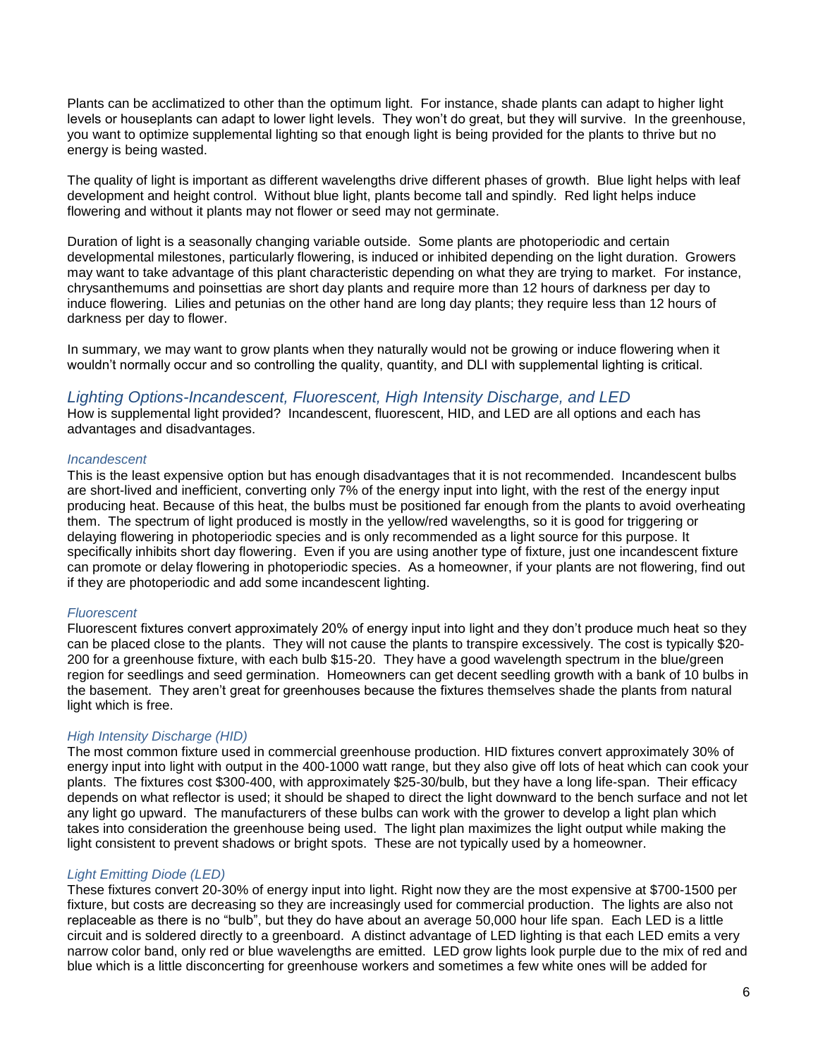Plants can be acclimatized to other than the optimum light. For instance, shade plants can adapt to higher light levels or houseplants can adapt to lower light levels. They won't do great, but they will survive. In the greenhouse, you want to optimize supplemental lighting so that enough light is being provided for the plants to thrive but no energy is being wasted.

The quality of light is important as different wavelengths drive different phases of growth. Blue light helps with leaf development and height control. Without blue light, plants become tall and spindly. Red light helps induce flowering and without it plants may not flower or seed may not germinate.

Duration of light is a seasonally changing variable outside. Some plants are photoperiodic and certain developmental milestones, particularly flowering, is induced or inhibited depending on the light duration. Growers may want to take advantage of this plant characteristic depending on what they are trying to market. For instance, chrysanthemums and poinsettias are short day plants and require more than 12 hours of darkness per day to induce flowering. Lilies and petunias on the other hand are long day plants; they require less than 12 hours of darkness per day to flower.

In summary, we may want to grow plants when they naturally would not be growing or induce flowering when it wouldn't normally occur and so controlling the quality, quantity, and DLI with supplemental lighting is critical.

## *Lighting Options-Incandescent, Fluorescent, High Intensity Discharge, and LED*

How is supplemental light provided? Incandescent, fluorescent, HID, and LED are all options and each has advantages and disadvantages.

### *Incandescent*

This is the least expensive option but has enough disadvantages that it is not recommended. Incandescent bulbs are short-lived and inefficient, converting only 7% of the energy input into light, with the rest of the energy input producing heat. Because of this heat, the bulbs must be positioned far enough from the plants to avoid overheating them. The spectrum of light produced is mostly in the yellow/red wavelengths, so it is good for triggering or delaying flowering in photoperiodic species and is only recommended as a light source for this purpose. It specifically inhibits short day flowering. Even if you are using another type of fixture, just one incandescent fixture can promote or delay flowering in photoperiodic species. As a homeowner, if your plants are not flowering, find out if they are photoperiodic and add some incandescent lighting.

### *Fluorescent*

Fluorescent fixtures convert approximately 20% of energy input into light and they don't produce much heat so they can be placed close to the plants. They will not cause the plants to transpire excessively. The cost is typically $20-200 for a greenhouse fixture, with each bulb $15-20. They have a good wavelength spectrum in the blue/green region for seedlings and seed germination. Homeowners can get decent seedling growth with a bank of 10 bulbs in the basement. They aren't great for greenhouses because the fixtures themselves shade the plants from natural light which is free.

### *High Intensity Discharge (HID)*

The most common fixture used in commercial greenhouse production. HID fixtures convert approximately 30% of energy input into light with output in the 400-1000 watt range, but they also give off lots of heat which can cook your plants. The fixtures cost $300-400, with approximately $25-30/bulb, but they have a long life-span. Their efficacy depends on what reflector is used; it should be shaped to direct the light downward to the bench surface and not let any light go upward. The manufacturers of these bulbs can work with the grower to develop a light plan which takes into consideration the greenhouse being used. The light plan maximizes the light output while making the light consistent to prevent shadows or bright spots. These are not typically used by a homeowner.

### *Light Emitting Diode (LED)*

These fixtures convert 20-30% of energy input into light. Right now they are the most expensive at $700-1500 per fixture, but costs are decreasing so they are increasingly used for commercial production. The lights are also not replaceable as there is no "bulb", but they do have about an average 50,000 hour life span. Each LED is a little circuit and is soldered directly to a greenboard. A distinct advantage of LED lighting is that each LED emits a very narrow color band, only red or blue wavelengths are emitted. LED grow lights look purple due to the mix of red and blue which is a little disconcerting for greenhouse workers and sometimes a few white ones will be added for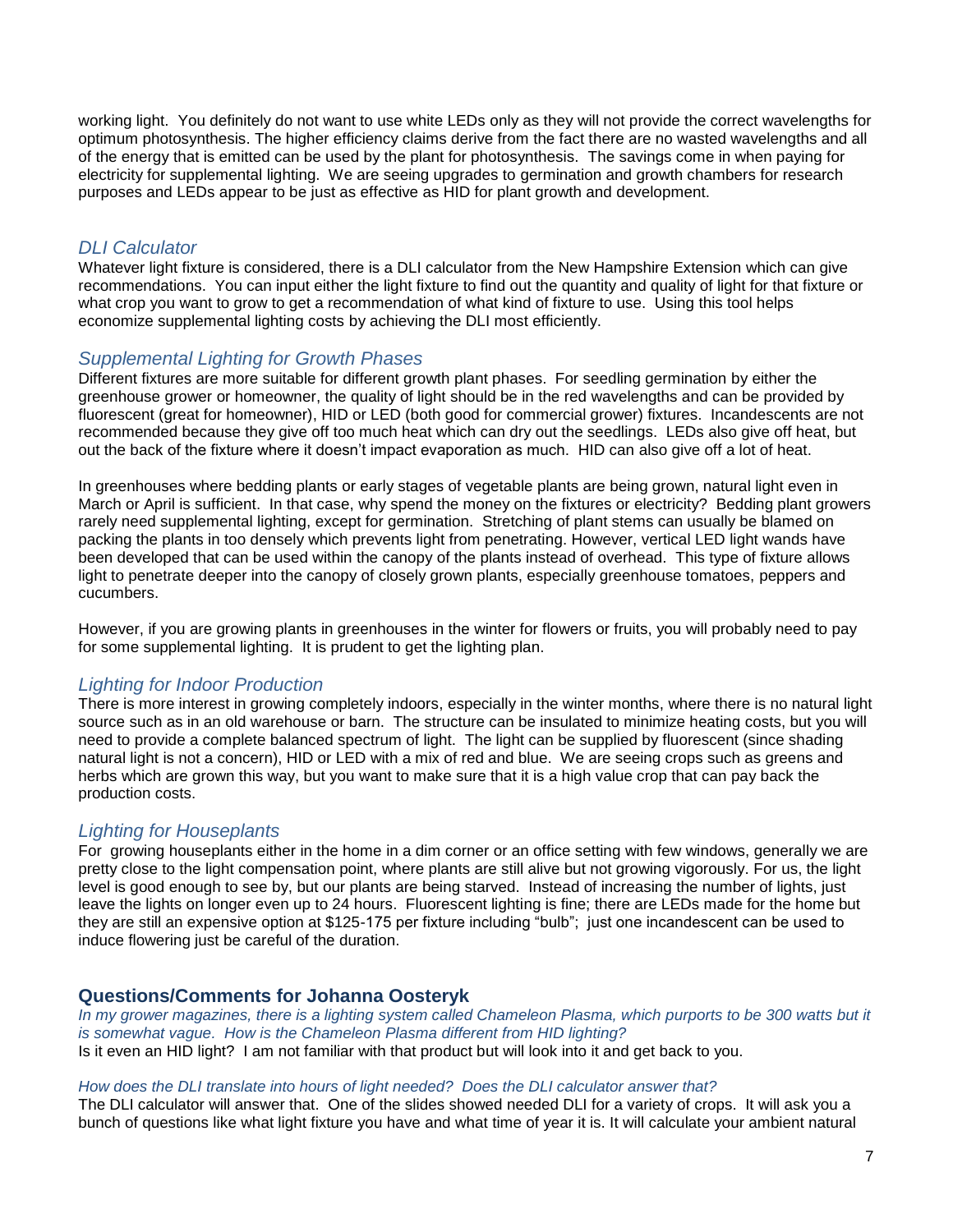working light. You definitely do not want to use white LEDs only as they will not provide the correct wavelengths for optimum photosynthesis. The higher efficiency claims derive from the fact there are no wasted wavelengths and all of the energy that is emitted can be used by the plant for photosynthesis. The savings come in when paying for electricity for supplemental lighting. We are seeing upgrades to germination and growth chambers for research purposes and LEDs appear to be just as effective as HID for plant growth and development.

### *DLI Calculator*

Whatever light fixture is considered, there is a DLI calculator from the New Hampshire Extension which can give recommendations. You can input either the light fixture to find out the quantity and quality of light for that fixture or what crop you want to grow to get a recommendation of what kind of fixture to use. Using this tool helps economize supplemental lighting costs by achieving the DLI most efficiently.

### *Supplemental Lighting for Growth Phases*

Different fixtures are more suitable for different growth plant phases. For seedling germination by either the greenhouse grower or homeowner, the quality of light should be in the red wavelengths and can be provided by fluorescent (great for homeowner), HID or LED (both good for commercial grower) fixtures. Incandescents are not recommended because they give off too much heat which can dry out the seedlings. LEDs also give off heat, but out the back of the fixture where it doesn't impact evaporation as much. HID can also give off a lot of heat.

In greenhouses where bedding plants or early stages of vegetable plants are being grown, natural light even in March or April is sufficient. In that case, why spend the money on the fixtures or electricity? Bedding plant growers rarely need supplemental lighting, except for germination. Stretching of plant stems can usually be blamed on packing the plants in too densely which prevents light from penetrating. However, vertical LED light wands have been developed that can be used within the canopy of the plants instead of overhead. This type of fixture allows light to penetrate deeper into the canopy of closely grown plants, especially greenhouse tomatoes, peppers and cucumbers.

However, if you are growing plants in greenhouses in the winter for flowers or fruits, you will probably need to pay for some supplemental lighting. It is prudent to get the lighting plan.

### *Lighting for Indoor Production*

There is more interest in growing completely indoors, especially in the winter months, where there is no natural light source such as in an old warehouse or barn. The structure can be insulated to minimize heating costs, but you will need to provide a complete balanced spectrum of light. The light can be supplied by fluorescent (since shading natural light is not a concern), HID or LED with a mix of red and blue. We are seeing crops such as greens and herbs which are grown this way, but you want to make sure that it is a high value crop that can pay back the production costs.

### *Lighting for Houseplants*

For growing houseplants either in the home in a dim corner or an office setting with few windows, generally we are pretty close to the light compensation point, where plants are still alive but not growing vigorously. For us, the light level is good enough to see by, but our plants are being starved. Instead of increasing the number of lights, just leave the lights on longer even up to 24 hours. Fluorescent lighting is fine; there are LEDs made for the home but they are still an expensive option at $125-175 per fixture including "bulb"; just one incandescent can be used to induce flowering just be careful of the duration.

## Questions/Comments for Johanna Oosteryk

*In my grower magazines, there is a lighting system called Chameleon Plasma, which purports to be 300 watts but it is somewhat vague. How is the Chameleon Plasma different from HID lighting?*

Is it even an HID light? I am not familiar with that product but will look into it and get back to you.

*How does the DLI translate into hours of light needed? Does the DLI calculator answer that?*

The DLI calculator will answer that. One of the slides showed needed DLI for a variety of crops. It will ask you a bunch of questions like what light fixture you have and what time of year it is. It will calculate your ambient natural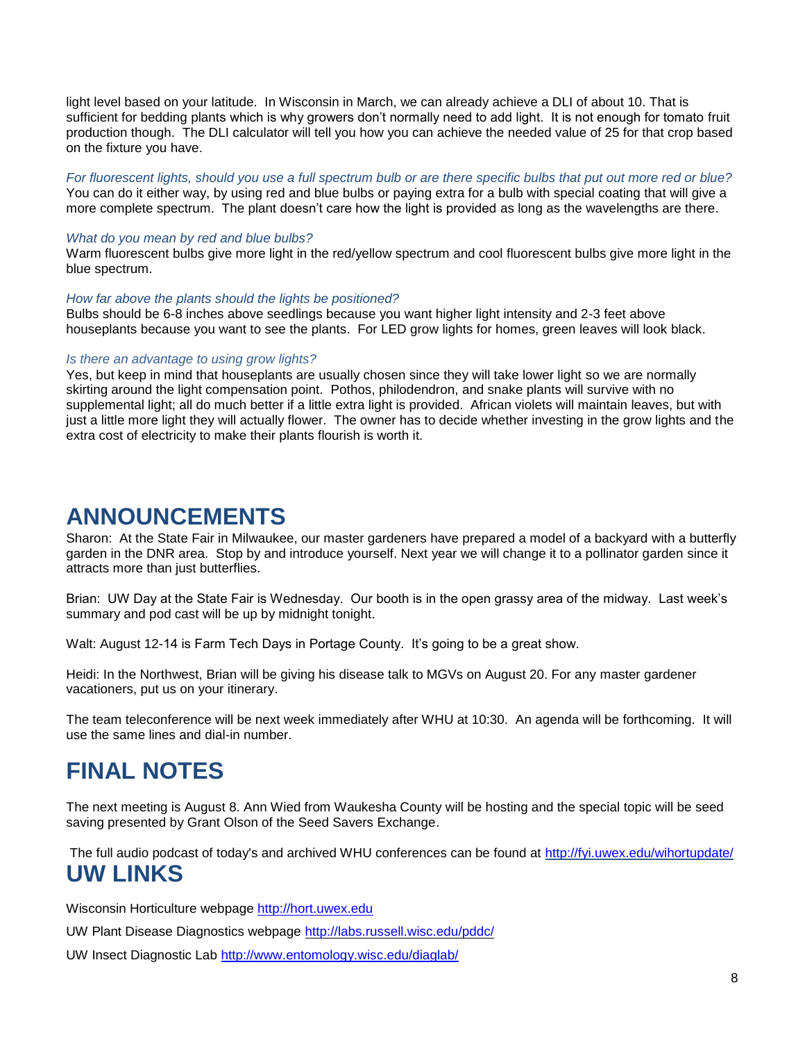light level based on your latitude. In Wisconsin in March, we can already achieve a DLI of about 10. That is sufficient for bedding plants which is why growers don't normally need to add light. It is not enough for tomato fruit production though. The DLI calculator will tell you how you can achieve the needed value of 25 for that crop based on the fixture you have.

*For fluorescent lights, should you use a full spectrum bulb or are there specific bulbs that put out more red or blue?*
You can do it either way, by using red and blue bulbs or paying extra for a bulb with special coating that will give a more complete spectrum. The plant doesn't care how the light is provided as long as the wavelengths are there.

*What do you mean by red and blue bulbs?*
Warm fluorescent bulbs give more light in the red/yellow spectrum and cool fluorescent bulbs give more light in the blue spectrum.

*How far above the plants should the lights be positioned?*
Bulbs should be 6-8 inches above seedlings because you want higher light intensity and 2-3 feet above houseplants because you want to see the plants. For LED grow lights for homes, green leaves will look black.

*Is there an advantage to using grow lights?*
Yes, but keep in mind that houseplants are usually chosen since they will take lower light so we are normally skirting around the light compensation point. Pothos, philodendron, and snake plants will survive with no supplemental light; all do much better if a little extra light is provided. African violets will maintain leaves, but with just a little more light they will actually flower. The owner has to decide whether investing in the grow lights and the extra cost of electricity to make their plants flourish is worth it.

# ANNOUNCEMENTS

Sharon: At the State Fair in Milwaukee, our master gardeners have prepared a model of a backyard with a butterfly garden in the DNR area. Stop by and introduce yourself. Next year we will change it to a pollinator garden since it attracts more than just butterflies.

Brian: UW Day at the State Fair is Wednesday. Our booth is in the open grassy area of the midway. Last week's summary and pod cast will be up by midnight tonight.

Walt: August 12-14 is Farm Tech Days in Portage County. It's going to be a great show.

Heidi: In the Northwest, Brian will be giving his disease talk to MGVs on August 20. For any master gardener vacationers, put us on your itinerary.

The team teleconference will be next week immediately after WHU at 10:30. An agenda will be forthcoming. It will use the same lines and dial-in number.

# FINAL NOTES

The next meeting is August 8. Ann Wied from Waukesha County will be hosting and the special topic will be seed saving presented by Grant Olson of the Seed Savers Exchange.

The full audio podcast of today's and archived WHU conferences can be found at http://fyi.uwex.edu/wihortupdate/

# UW LINKS

Wisconsin Horticulture webpage http://hort.uwex.edu

UW Plant Disease Diagnostics webpage http://labs.russell.wisc.edu/pddc/

UW Insect Diagnostic Lab http://www.entomology.wisc.edu/diaglab/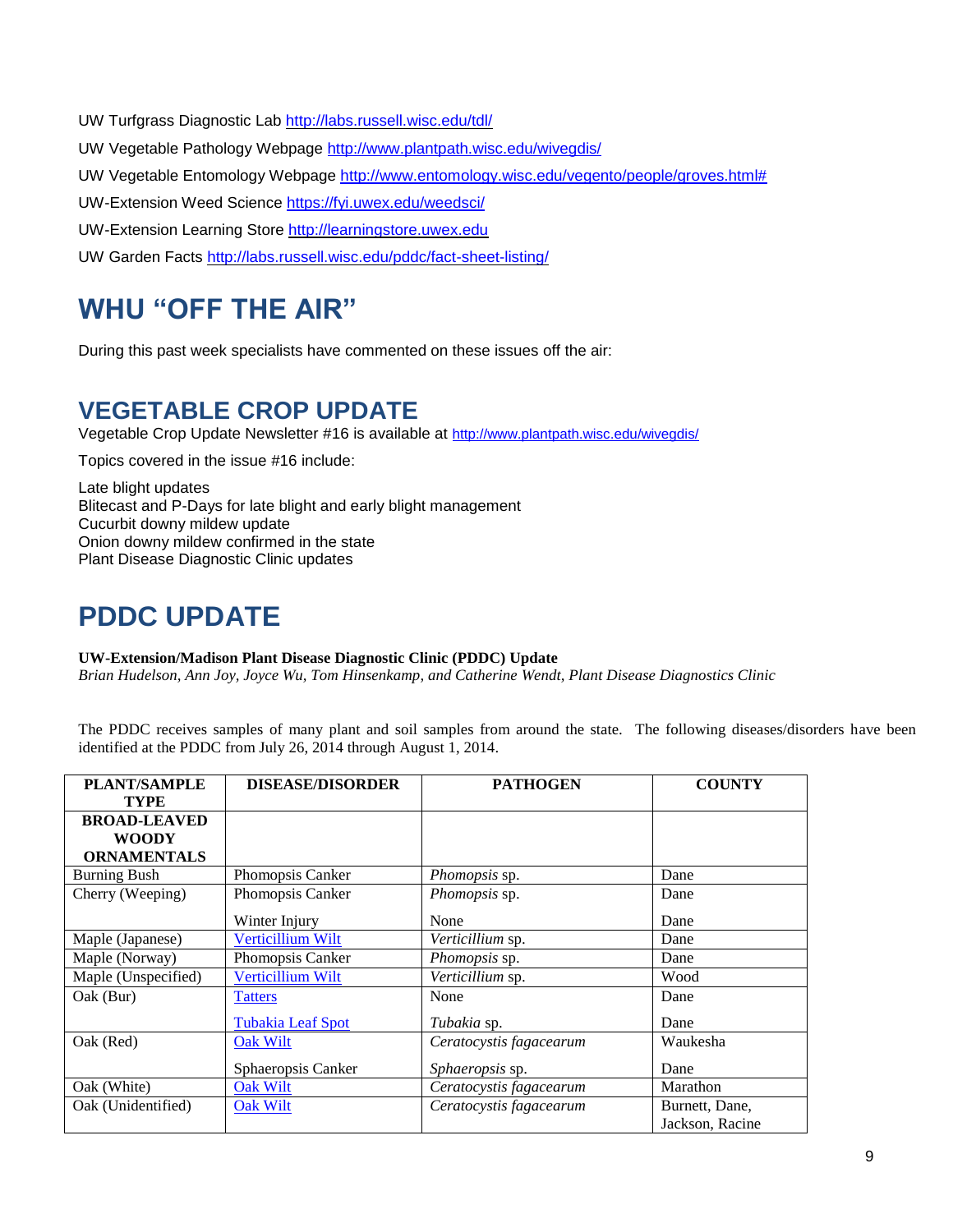UW Turfgrass Diagnostic Lab http://labs.russell.wisc.edu/tdl/

UW Vegetable Pathology Webpage http://www.plantpath.wisc.edu/wivegdis/

UW Vegetable Entomology Webpage http://www.entomology.wisc.edu/vegento/people/groves.html#

UW-Extension Weed Science https://fyi.uwex.edu/weedsci/

UW-Extension Learning Store http://learningstore.uwex.edu

UW Garden Facts http://labs.russell.wisc.edu/pddc/fact-sheet-listing/

# WHU "OFF THE AIR"

During this past week specialists have commented on these issues off the air:

## VEGETABLE CROP UPDATE

Vegetable Crop Update Newsletter #16 is available at http://www.plantpath.wisc.edu/wivegdis/

Topics covered in the issue #16 include:

Late blight updates
Blitecast and P-Days for late blight and early blight management
Cucurbit downy mildew update
Onion downy mildew confirmed in the state
Plant Disease Diagnostic Clinic updates

# PDDC UPDATE

**UW-Extension/Madison Plant Disease Diagnostic Clinic (PDDC) Update**
*Brian Hudelson, Ann Joy, Joyce Wu, Tom Hinsenkamp, and Catherine Wendt, Plant Disease Diagnostics Clinic*

The PDDC receives samples of many plant and soil samples from around the state. The following diseases/disorders have been identified at the PDDC from July 26, 2014 through August 1, 2014.

| PLANT/SAMPLE TYPE | DISEASE/DISORDER | PATHOGEN | COUNTY |
|---|---|---|---|
| **BROAD-LEAVED WOODY ORNAMENTALS** | | | |
| Burning Bush | Phomopsis Canker | *Phomopsis* sp. | Dane |
| Cherry (Weeping) | Phomopsis Canker<br>Winter Injury | *Phomopsis* sp.<br>None | Dane<br>Dane |
| Maple (Japanese) | Verticillium Wilt | *Verticillium* sp. | Dane |
| Maple (Norway) | Phomopsis Canker | *Phomopsis* sp. | Dane |
| Maple (Unspecified) | Verticillium Wilt | *Verticillium* sp. | Wood |
| Oak (Bur) | Tatters<br>Tubakia Leaf Spot | None<br>*Tubakia* sp. | Dane<br>Dane |
| Oak (Red) | Oak Wilt<br>Sphaeropsis Canker | *Ceratocystis fagacearum*<br>*Sphaeropsis* sp. | Waukesha<br>Dane |
| Oak (White) | Oak Wilt | *Ceratocystis fagacearum* | Marathon |
| Oak (Unidentified) | Oak Wilt | *Ceratocystis fagacearum* | Burnett, Dane, Jackson, Racine |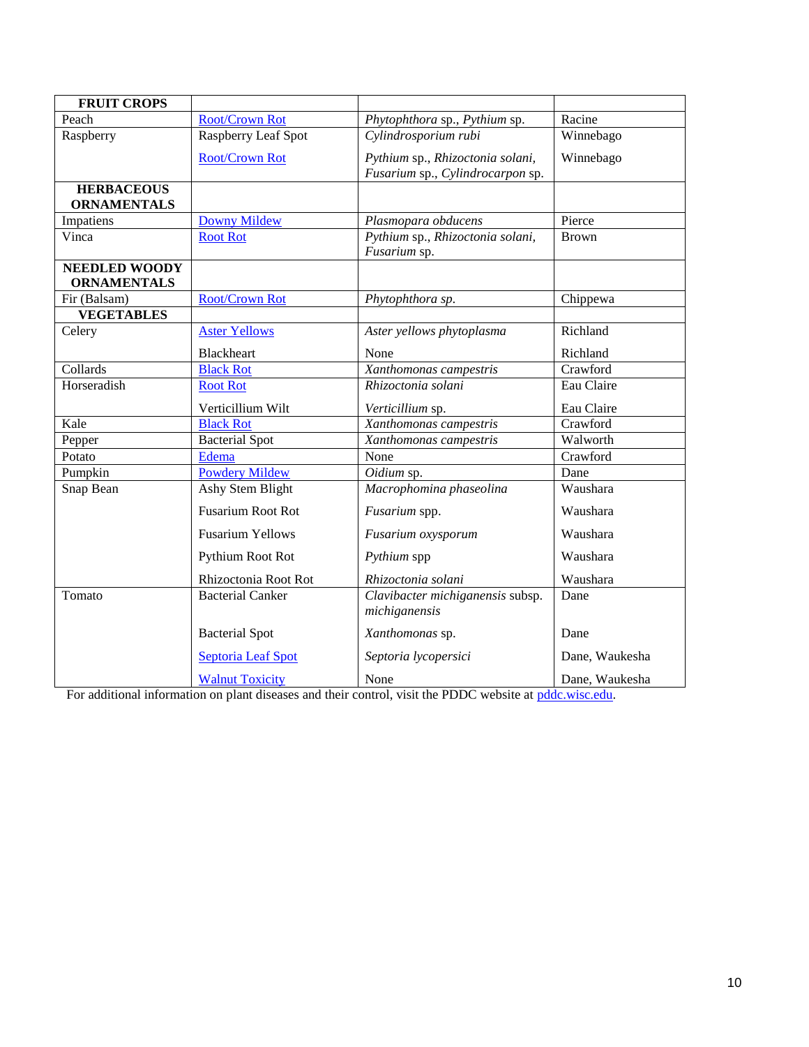| | | | |
|---|---|---|---|
| **FRUIT CROPS** | | | |
| Peach | Root/Crown Rot | *Phytophthora* sp., *Pythium* sp. | Racine |
| Raspberry | Raspberry Leaf Spot | *Cylindrosporium rubi* | Winnebago |
| | Root/Crown Rot | *Pythium* sp., *Rhizoctonia solani*, *Fusarium* sp., *Cylindrocarpon* sp. | Winnebago |
| **HERBACEOUS ORNAMENTALS** | | | |
| Impatiens | Downy Mildew | *Plasmopara obducens* | Pierce |
| Vinca | Root Rot | *Pythium* sp., *Rhizoctonia solani*, *Fusarium* sp. | Brown |
| **NEEDLED WOODY ORNAMENTALS** | | | |
| Fir (Balsam) | Root/Crown Rot | *Phytophthora sp.* | Chippewa |
| **VEGETABLES** | | | |
| Celery | Aster Yellows | *Aster yellows phytoplasma* | Richland |
| | Blackheart | None | Richland |
| Collards | Black Rot | *Xanthomonas campestris* | Crawford |
| Horseradish | Root Rot | *Rhizoctonia solani* | Eau Claire |
| | Verticillium Wilt | *Verticillium* sp. | Eau Claire |
| Kale | Black Rot | *Xanthomonas campestris* | Crawford |
| Pepper | Bacterial Spot | *Xanthomonas campestris* | Walworth |
| Potato | Edema | None | Crawford |
| Pumpkin | Powdery Mildew | *Oidium* sp. | Dane |
| Snap Bean | Ashy Stem Blight | *Macrophomina phaseolina* | Waushara |
| | Fusarium Root Rot | *Fusarium* spp. | Waushara |
| | Fusarium Yellows | *Fusarium oxysporum* | Waushara |
| | Pythium Root Rot | *Pythium* spp | Waushara |
| | Rhizoctonia Root Rot | *Rhizoctonia solani* | Waushara |
| Tomato | Bacterial Canker | *Clavibacter michiganensis* subsp. *michiganensis* | Dane |
| | Bacterial Spot | *Xanthomonas* sp. | Dane |
| | Septoria Leaf Spot | *Septoria lycopersici* | Dane, Waukesha |
| | Walnut Toxicity | None | Dane, Waukesha |

For additional information on plant diseases and their control, visit the PDDC website at pddc.wisc.edu.